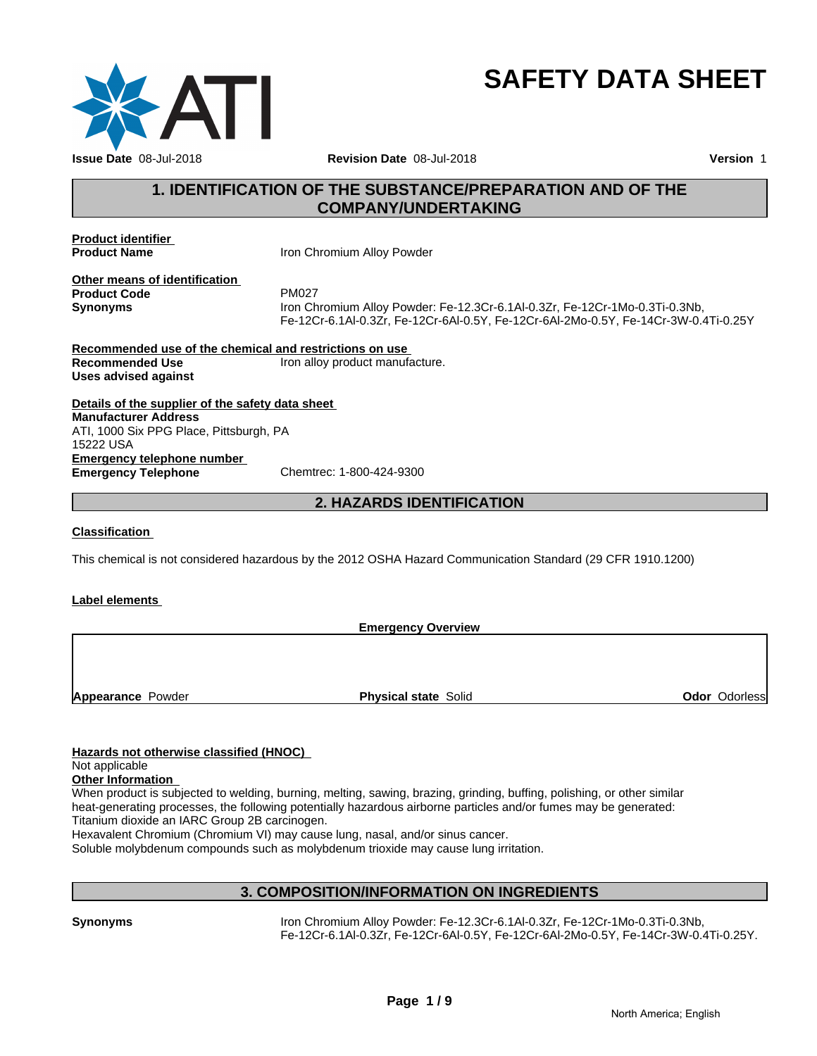# SAFETY DATA SHEET

**Issue Date** 08-Jul-2018 **Revision Date** 08-Jul-2018 **Version** 1

## 1. IDENTIFICATION OF THE SUBSTANCE/PREPARATION AND OF THE COMPANY/UNDERTAKING

**Product identifier**

**Product Name** Iron Chromium Alloy Powder

**Other means of identification**

**Product Code** PM027

**Synonyms** Iron Chromium Alloy Powder: Fe-12.3Cr-6.1Al-0.3Zr, Fe-12Cr-1Mo-0.3Ti-0.3Nb, Fe-12Cr-6.1Al-0.3Zr, Fe-12Cr-6Al-0.5Y, Fe-12Cr-6Al-2Mo-0.5Y, Fe-14Cr-3W-0.4Ti-0.25Y

**Recommended use of the chemical and restrictions on use**

**Recommended Use** Iron alloy product manufacture.

**Uses advised against**

**Details of the supplier of the safety data sheet**

**Manufacturer Address**
ATI, 1000 Six PPG Place, Pittsburgh, PA
15222 USA

**Emergency telephone number**

**Emergency Telephone** Chemtrec: 1-800-424-9300

## 2. HAZARDS IDENTIFICATION

**Classification**

This chemical is not considered hazardous by the 2012 OSHA Hazard Communication Standard (29 CFR 1910.1200)

**Label elements**

**Emergency Overview**

**Appearance** Powder **Physical state** Solid **Odor** Odorless

**Hazards not otherwise classified (HNOC)**
Not applicable

**Other Information**
When product is subjected to welding, burning, melting, sawing, brazing, grinding, buffing, polishing, or other similar heat-generating processes, the following potentially hazardous airborne particles and/or fumes may be generated:
Titanium dioxide an IARC Group 2B carcinogen.
Hexavalent Chromium (Chromium VI) may cause lung, nasal, and/or sinus cancer.
Soluble molybdenum compounds such as molybdenum trioxide may cause lung irritation.

## 3. COMPOSITION/INFORMATION ON INGREDIENTS

**Synonyms** Iron Chromium Alloy Powder: Fe-12.3Cr-6.1Al-0.3Zr, Fe-12Cr-1Mo-0.3Ti-0.3Nb, Fe-12Cr-6.1Al-0.3Zr, Fe-12Cr-6Al-0.5Y, Fe-12Cr-6Al-2Mo-0.5Y, Fe-14Cr-3W-0.4Ti-0.25Y.

North America; English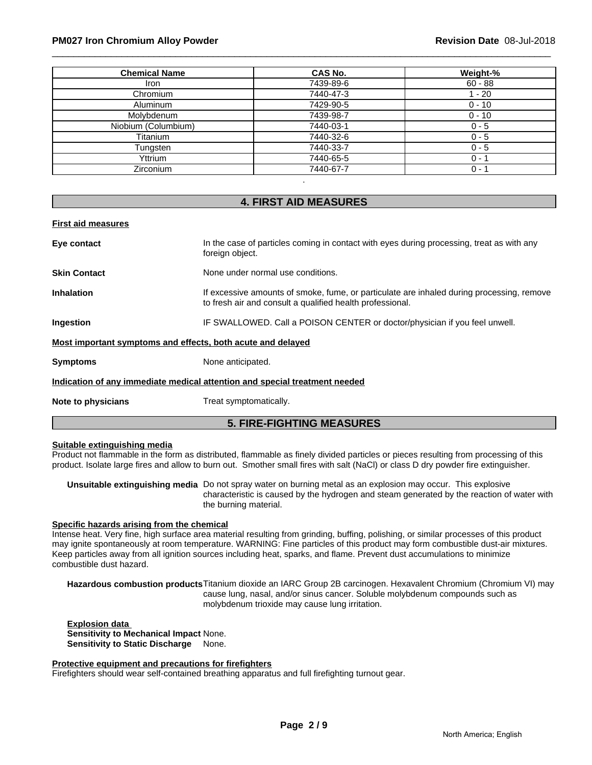| Chemical Name | CAS No. | Weight-% |
|---|---|---|
| Iron | 7439-89-6 | 60 - 88 |
| Chromium | 7440-47-3 | 1 - 20 |
| Aluminum | 7429-90-5 | 0 - 10 |
| Molybdenum | 7439-98-7 | 0 - 10 |
| Niobium (Columbium) | 7440-03-1 | 0 - 5 |
| Titanium | 7440-32-6 | 0 - 5 |
| Tungsten | 7440-33-7 | 0 - 5 |
| Yttrium | 7440-65-5 | 0 - 1 |
| Zirconium | 7440-67-7 | 0 - 1 |

.

## 4. FIRST AID MEASURES

**First aid measures**

**Eye contact** In the case of particles coming in contact with eyes during processing, treat as with any foreign object.

**Skin Contact** None under normal use conditions.

**Inhalation** If excessive amounts of smoke, fume, or particulate are inhaled during processing, remove to fresh air and consult a qualified health professional.

**Ingestion** IF SWALLOWED. Call a POISON CENTER or doctor/physician if you feel unwell.

**Most important symptoms and effects, both acute and delayed**

**Symptoms** None anticipated.

**Indication of any immediate medical attention and special treatment needed**

**Note to physicians** Treat symptomatically.

## 5. FIRE-FIGHTING MEASURES

**Suitable extinguishing media**

Product not flammable in the form as distributed, flammable as finely divided particles or pieces resulting from processing of this product. Isolate large fires and allow to burn out. Smother small fires with salt (NaCl) or class D dry powder fire extinguisher.

**Unsuitable extinguishing media** Do not spray water on burning metal as an explosion may occur. This explosive characteristic is caused by the hydrogen and steam generated by the reaction of water with the burning material.

**Specific hazards arising from the chemical**

Intense heat. Very fine, high surface area material resulting from grinding, buffing, polishing, or similar processes of this product may ignite spontaneously at room temperature. WARNING: Fine particles of this product may form combustible dust-air mixtures. Keep particles away from all ignition sources including heat, sparks, and flame. Prevent dust accumulations to minimize combustible dust hazard.

**Hazardous combustion products** Titanium dioxide an IARC Group 2B carcinogen. Hexavalent Chromium (Chromium VI) may cause lung, nasal, and/or sinus cancer. Soluble molybdenum compounds such as molybdenum trioxide may cause lung irritation.

**Explosion data**
**Sensitivity to Mechanical Impact** None.
**Sensitivity to Static Discharge** None.

**Protective equipment and precautions for firefighters**

Firefighters should wear self-contained breathing apparatus and full firefighting turnout gear.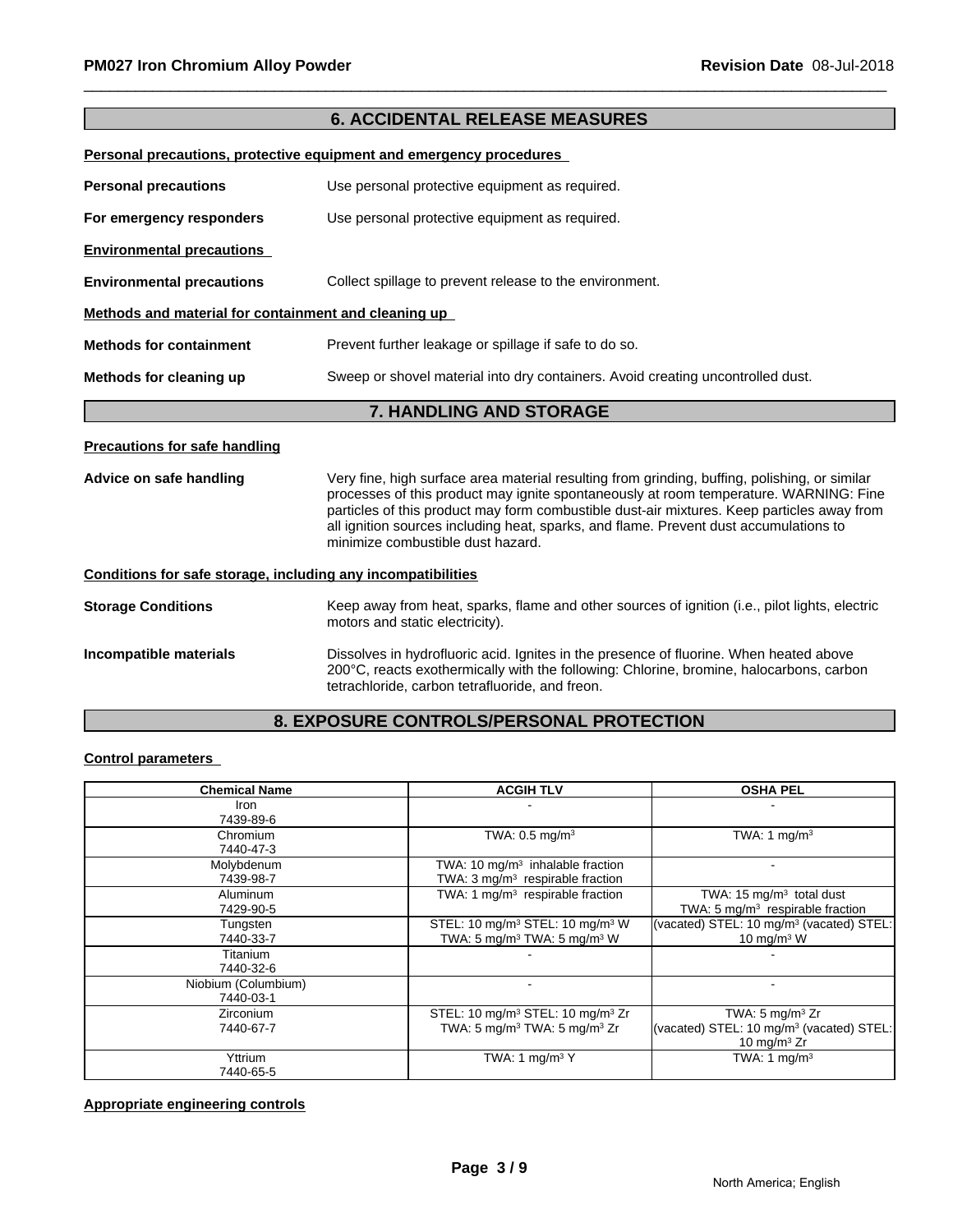## 6. ACCIDENTAL RELEASE MEASURES

**Personal precautions, protective equipment and emergency procedures**

**Personal precautions** Use personal protective equipment as required.

**For emergency responders** Use personal protective equipment as required.

**Environmental precautions**

**Environmental precautions** Collect spillage to prevent release to the environment.

**Methods and material for containment and cleaning up**

**Methods for containment** Prevent further leakage or spillage if safe to do so.

**Methods for cleaning up** Sweep or shovel material into dry containers. Avoid creating uncontrolled dust.

## 7. HANDLING AND STORAGE

**Precautions for safe handling**

**Advice on safe handling** Very fine, high surface area material resulting from grinding, buffing, polishing, or similar processes of this product may ignite spontaneously at room temperature. WARNING: Fine particles of this product may form combustible dust-air mixtures. Keep particles away from all ignition sources including heat, sparks, and flame. Prevent dust accumulations to minimize combustible dust hazard.

**Conditions for safe storage, including any incompatibilities**

**Storage Conditions** Keep away from heat, sparks, flame and other sources of ignition (i.e., pilot lights, electric motors and static electricity).

**Incompatible materials** Dissolves in hydrofluoric acid. Ignites in the presence of fluorine. When heated above 200°C, reacts exothermically with the following: Chlorine, bromine, halocarbons, carbon tetrachloride, carbon tetrafluoride, and freon.

## 8. EXPOSURE CONTROLS/PERSONAL PROTECTION

**Control parameters**

| Chemical Name | ACGIH TLV | OSHA PEL |
|---|---|---|
| Iron 7439-89-6 | - | - |
| Chromium 7440-47-3 | TWA: 0.5 mg/m³ | TWA: 1 mg/m³ |
| Molybdenum 7439-98-7 | TWA: 10 mg/m³ inhalable fraction<br>TWA: 3 mg/m³ respirable fraction | - |
| Aluminum 7429-90-5 | TWA: 1 mg/m³ respirable fraction | TWA: 15 mg/m³ total dust<br>TWA: 5 mg/m³ respirable fraction |
| Tungsten 7440-33-7 | STEL: 10 mg/m³ STEL: 10 mg/m³ W<br>TWA: 5 mg/m³ TWA: 5 mg/m³ W | (vacated) STEL: 10 mg/m³ (vacated) STEL: 10 mg/m³ W |
| Titanium 7440-32-6 | - | - |
| Niobium (Columbium) 7440-03-1 | - | - |
| Zirconium 7440-67-7 | STEL: 10 mg/m³ STEL: 10 mg/m³ Zr<br>TWA: 5 mg/m³ TWA: 5 mg/m³ Zr | TWA: 5 mg/m³ Zr<br>(vacated) STEL: 10 mg/m³ (vacated) STEL: 10 mg/m³ Zr |
| Yttrium 7440-65-5 | TWA: 1 mg/m³ Y | TWA: 1 mg/m³ |

**Appropriate engineering controls**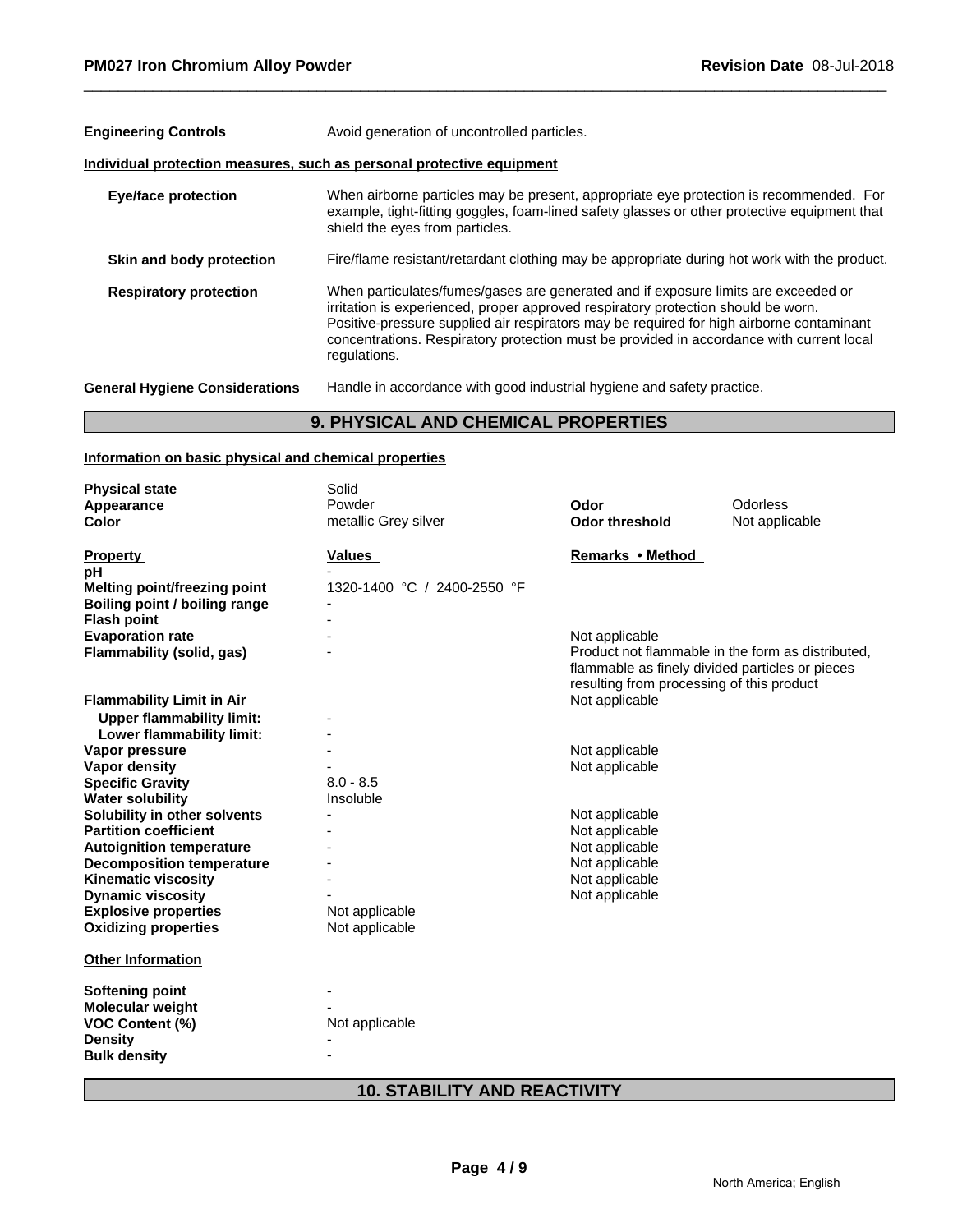**Engineering Controls** Avoid generation of uncontrolled particles.

**Individual protection measures, such as personal protective equipment**

| | |
|---|---|
| **Eye/face protection** | When airborne particles may be present, appropriate eye protection is recommended. For example, tight-fitting goggles, foam-lined safety glasses or other protective equipment that shield the eyes from particles. |
| **Skin and body protection** | Fire/flame resistant/retardant clothing may be appropriate during hot work with the product. |
| **Respiratory protection** | When particulates/fumes/gases are generated and if exposure limits are exceeded or irritation is experienced, proper approved respiratory protection should be worn. Positive-pressure supplied air respirators may be required for high airborne contaminant concentrations. Respiratory protection must be provided in accordance with current local regulations. |

**General Hygiene Considerations** Handle in accordance with good industrial hygiene and safety practice.

## 9. PHYSICAL AND CHEMICAL PROPERTIES

**Information on basic physical and chemical properties**

| | | | |
|---|---|---|---|
| **Physical state** | Solid | | |
| **Appearance** | Powder | **Odor** | Odorless |
| **Color** | metallic Grey silver | **Odor threshold** | Not applicable |

| **Property** | **Values** | **Remarks • Method** |
|---|---|---|
| **pH** | - | |
| **Melting point/freezing point** | 1320-1400 °C / 2400-2550 °F | |
| **Boiling point / boiling range** | - | |
| **Flash point** | - | |
| **Evaporation rate** | - | Not applicable |
| **Flammability (solid, gas)** | - | Product not flammable in the form as distributed, flammable as finely divided particles or pieces resulting from processing of this product |
| **Flammability Limit in Air** | | Not applicable |
| **Upper flammability limit:** | - | |
| **Lower flammability limit:** | - | |
| **Vapor pressure** | - | Not applicable |
| **Vapor density** | - | Not applicable |
| **Specific Gravity** | 8.0 - 8.5 | |
| **Water solubility** | Insoluble | |
| **Solubility in other solvents** | - | Not applicable |
| **Partition coefficient** | - | Not applicable |
| **Autoignition temperature** | - | Not applicable |
| **Decomposition temperature** | - | Not applicable |
| **Kinematic viscosity** | - | Not applicable |
| **Dynamic viscosity** | - | Not applicable |
| **Explosive properties** | Not applicable | |
| **Oxidizing properties** | Not applicable | |

**Other Information**

| | |
|---|---|
| **Softening point** | - |
| **Molecular weight** | - |
| **VOC Content (%)** | Not applicable |
| **Density** | - |
| **Bulk density** | - |

## 10. STABILITY AND REACTIVITY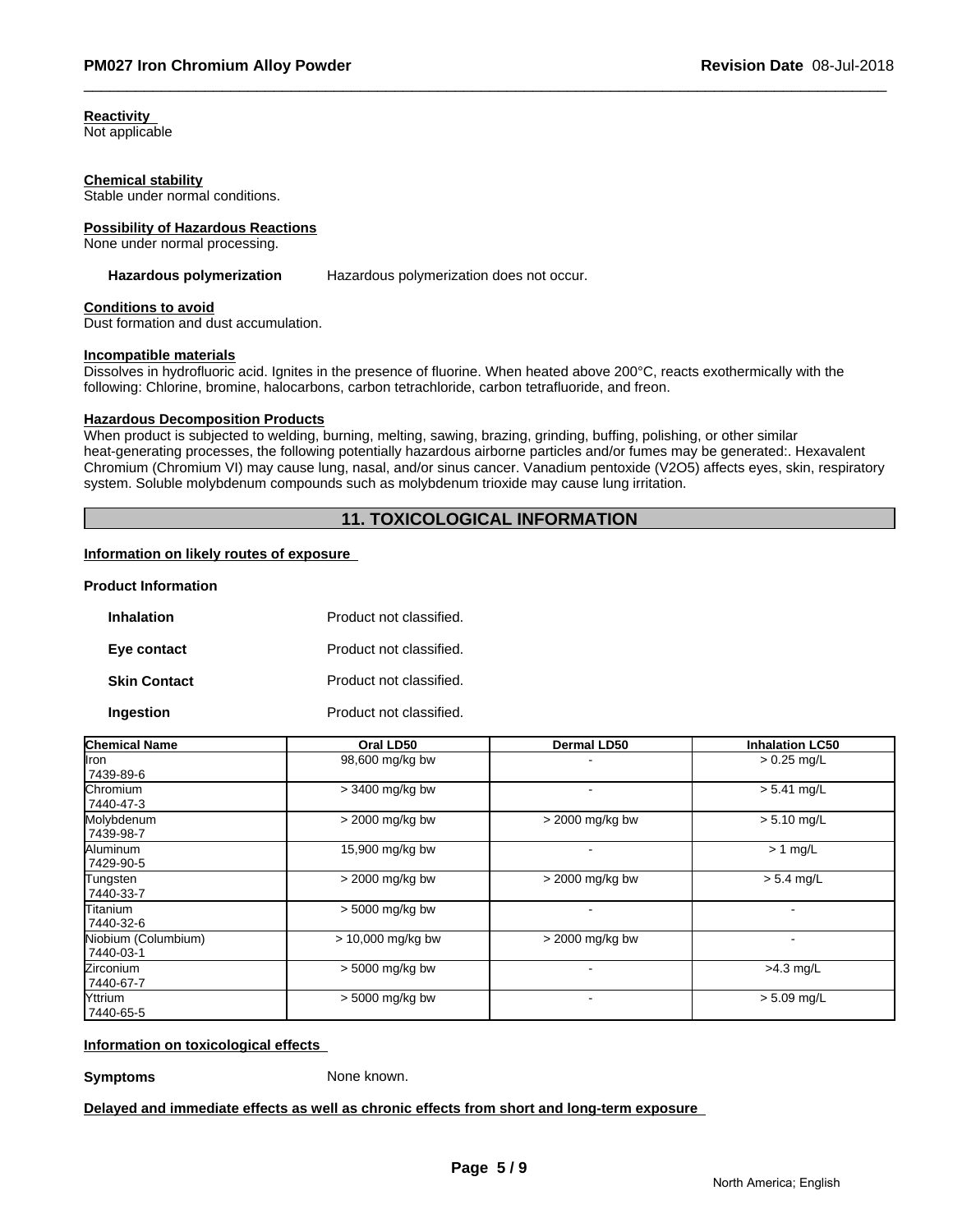**Reactivity**
Not applicable

**Chemical stability**
Stable under normal conditions.

**Possibility of Hazardous Reactions**
None under normal processing.

**Hazardous polymerization** Hazardous polymerization does not occur.

**Conditions to avoid**
Dust formation and dust accumulation.

**Incompatible materials**
Dissolves in hydrofluoric acid. Ignites in the presence of fluorine. When heated above 200°C, reacts exothermically with the following: Chlorine, bromine, halocarbons, carbon tetrachloride, carbon tetrafluoride, and freon.

**Hazardous Decomposition Products**
When product is subjected to welding, burning, melting, sawing, brazing, grinding, buffing, polishing, or other similar heat-generating processes, the following potentially hazardous airborne particles and/or fumes may be generated:. Hexavalent Chromium (Chromium VI) may cause lung, nasal, and/or sinus cancer. Vanadium pentoxide ($V_2O_5$) affects eyes, skin, respiratory system. Soluble molybdenum compounds such as molybdenum trioxide may cause lung irritation.

## 11. TOXICOLOGICAL INFORMATION

**Information on likely routes of exposure**

**Product Information**

**Inhalation** Product not classified.

**Eye contact** Product not classified.

**Skin Contact** Product not classified.

**Ingestion** Product not classified.

| Chemical Name | Oral LD50 | Dermal LD50 | Inhalation LC50 |
|---|---|---|---|
| Iron 7439-89-6 | 98,600 mg/kg bw | - | > 0.25 mg/L |
| Chromium 7440-47-3 | > 3400 mg/kg bw | - | > 5.41 mg/L |
| Molybdenum 7439-98-7 | > 2000 mg/kg bw | > 2000 mg/kg bw | > 5.10 mg/L |
| Aluminum 7429-90-5 | 15,900 mg/kg bw | - | > 1 mg/L |
| Tungsten 7440-33-7 | > 2000 mg/kg bw | > 2000 mg/kg bw | > 5.4 mg/L |
| Titanium 7440-32-6 | > 5000 mg/kg bw | - | - |
| Niobium (Columbium) 7440-03-1 | > 10,000 mg/kg bw | > 2000 mg/kg bw | - |
| Zirconium 7440-67-7 | > 5000 mg/kg bw | - | >4.3 mg/L |
| Yttrium 7440-65-5 | > 5000 mg/kg bw | - | > 5.09 mg/L |

**Information on toxicological effects**

**Symptoms** None known.

**Delayed and immediate effects as well as chronic effects from short and long-term exposure**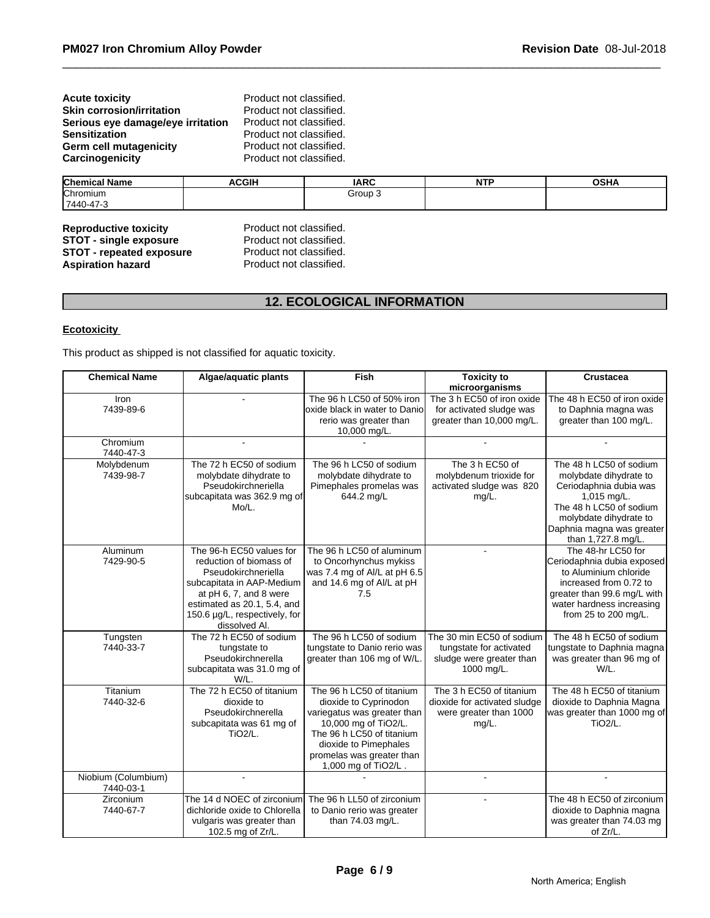**Acute toxicity** Product not classified.
**Skin corrosion/irritation** Product not classified.
**Serious eye damage/eye irritation** Product not classified.
**Sensitization** Product not classified.
**Germ cell mutagenicity** Product not classified.
**Carcinogenicity** Product not classified.

| Chemical Name | ACGIH | IARC | NTP | OSHA |
|---|---|---|---|---|
| Chromium<br>7440-47-3 | | Group 3 | | |

**Reproductive toxicity** Product not classified.
**STOT - single exposure** Product not classified.
**STOT - repeated exposure** Product not classified.
**Aspiration hazard** Product not classified.

## 12. ECOLOGICAL INFORMATION

**Ecotoxicity**

This product as shipped is not classified for aquatic toxicity.

| Chemical Name | Algae/aquatic plants | Fish | Toxicity to microorganisms | Crustacea |
|---|---|---|---|---|
| Iron<br>7439-89-6 | - | The 96 h LC50 of 50% iron oxide black in water to Danio rerio was greater than 10,000 mg/L. | The 3 h EC50 of iron oxide for activated sludge was greater than 10,000 mg/L. | The 48 h EC50 of iron oxide to Daphnia magna was greater than 100 mg/L. |
| Chromium<br>7440-47-3 | - | - | - | - |
| Molybdenum<br>7439-98-7 | The 72 h EC50 of sodium molybdate dihydrate to Pseudokirchneriella subcapitata was 362.9 mg of Mo/L. | The 96 h LC50 of sodium molybdate dihydrate to Pimephales promelas was 644.2 mg/L | The 3 h EC50 of molybdenum trioxide for activated sludge was 820 mg/L. | The 48 h LC50 of sodium molybdate dihydrate to Ceriodaphnia dubia was 1,015 mg/L. The 48 h LC50 of sodium molybdate dihydrate to Daphnia magna was greater than 1,727.8 mg/L. |
| Aluminum<br>7429-90-5 | The 96-h EC50 values for reduction of biomass of Pseudokirchneriella subcapitata in AAP-Medium at pH 6, 7, and 8 were estimated as 20.1, 5.4, and 150.6 µg/L, respectively, for dissolved Al. | The 96 h LC50 of aluminum to Oncorhynchus mykiss was 7.4 mg of Al/L at pH 6.5 and 14.6 mg of Al/L at pH 7.5 | - | The 48-hr LC50 for Ceriodaphnia dubia exposed to Aluminium chloride increased from 0.72 to greater than 99.6 mg/L with water hardness increasing from 25 to 200 mg/L. |
| Tungsten<br>7440-33-7 | The 72 h EC50 of sodium tungstate to Pseudokirchnerella subcapitata was 31.0 mg of W/L. | The 96 h LC50 of sodium tungstate to Danio rerio was greater than 106 mg of W/L. | The 30 min EC50 of sodium tungstate for activated sludge were greater than 1000 mg/L. | The 48 h EC50 of sodium tungstate to Daphnia magna was greater than 96 mg of W/L. |
| Titanium<br>7440-32-6 | The 72 h EC50 of titanium dioxide to Pseudokirchnerella subcapitata was 61 mg of $TiO_2$/L. | The 96 h LC50 of titanium dioxide to Cyprinodon variegatus was greater than 10,000 mg of $TiO_2$/L. The 96 h LC50 of titanium dioxide to Pimephales promelas was greater than 1,000 mg of $TiO_2$/L . | The 3 h EC50 of titanium dioxide for activated sludge were greater than 1000 mg/L. | The 48 h EC50 of titanium dioxide to Daphnia Magna was greater than 1000 mg of $TiO_2$/L. |
| Niobium (Columbium)<br>7440-03-1 | - | - | - | - |
| Zirconium<br>7440-67-7 | The 14 d NOEC of zirconium dichloride oxide to Chlorella vulgaris was greater than 102.5 mg of Zr/L. | The 96 h LL50 of zirconium to Danio rerio was greater than 74.03 mg/L. | - | The 48 h EC50 of zirconium dioxide to Daphnia magna was greater than 74.03 mg of Zr/L. |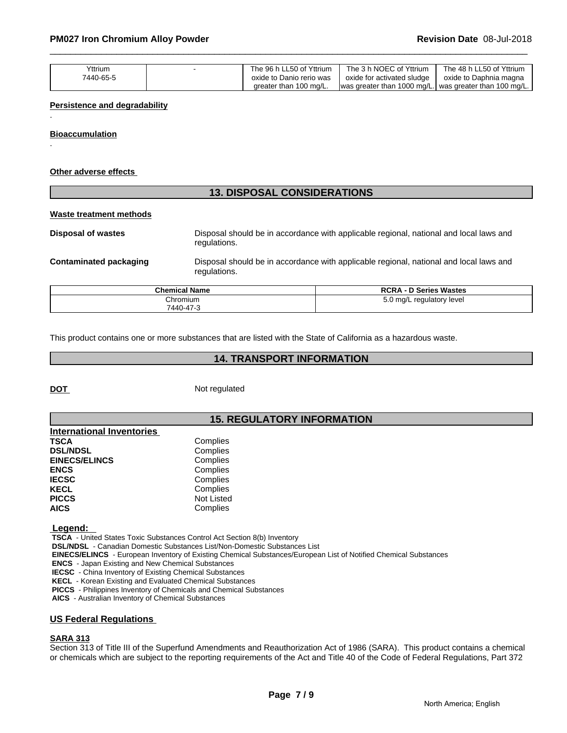| Yttrium<br>7440-65-5 | - | The 96 h LL50 of Yttrium oxide to Danio rerio was greater than 100 mg/L. | The 3 h NOEC of Yttrium oxide for activated sludge was greater than 1000 mg/L. | The 48 h LL50 of Yttrium oxide to Daphnia magna was greater than 100 mg/L. |
|---|---|---|---|---|

**Persistence and degradability**

.

**Bioaccumulation**

.

**Other adverse effects**

## 13. DISPOSAL CONSIDERATIONS

**Waste treatment methods**

**Disposal of wastes** Disposal should be in accordance with applicable regional, national and local laws and regulations.

**Contaminated packaging** Disposal should be in accordance with applicable regional, national and local laws and regulations.

| Chemical Name | RCRA - D Series Wastes |
|---|---|
| Chromium<br>7440-47-3 | 5.0 mg/L regulatory level |

This product contains one or more substances that are listed with the State of California as a hazardous waste.

## 14. TRANSPORT INFORMATION

**DOT** Not regulated

## 15. REGULATORY INFORMATION

**International Inventories**

| | |
|---|---|
| **TSCA** | Complies |
| **DSL/NDSL** | Complies |
| **EINECS/ELINCS** | Complies |
| **ENCS** | Complies |
| **IECSC** | Complies |
| **KECL** | Complies |
| **PICCS** | Not Listed |
| **AICS** | Complies |

**Legend:**

**TSCA** - United States Toxic Substances Control Act Section 8(b) Inventory
**DSL/NDSL** - Canadian Domestic Substances List/Non-Domestic Substances List
**EINECS/ELINCS** - European Inventory of Existing Chemical Substances/European List of Notified Chemical Substances
**ENCS** - Japan Existing and New Chemical Substances
**IECSC** - China Inventory of Existing Chemical Substances
**KECL** - Korean Existing and Evaluated Chemical Substances
**PICCS** - Philippines Inventory of Chemicals and Chemical Substances
**AICS** - Australian Inventory of Chemical Substances

**US Federal Regulations**

**SARA 313**

Section 313 of Title III of the Superfund Amendments and Reauthorization Act of 1986 (SARA). This product contains a chemical or chemicals which are subject to the reporting requirements of the Act and Title 40 of the Code of Federal Regulations, Part 372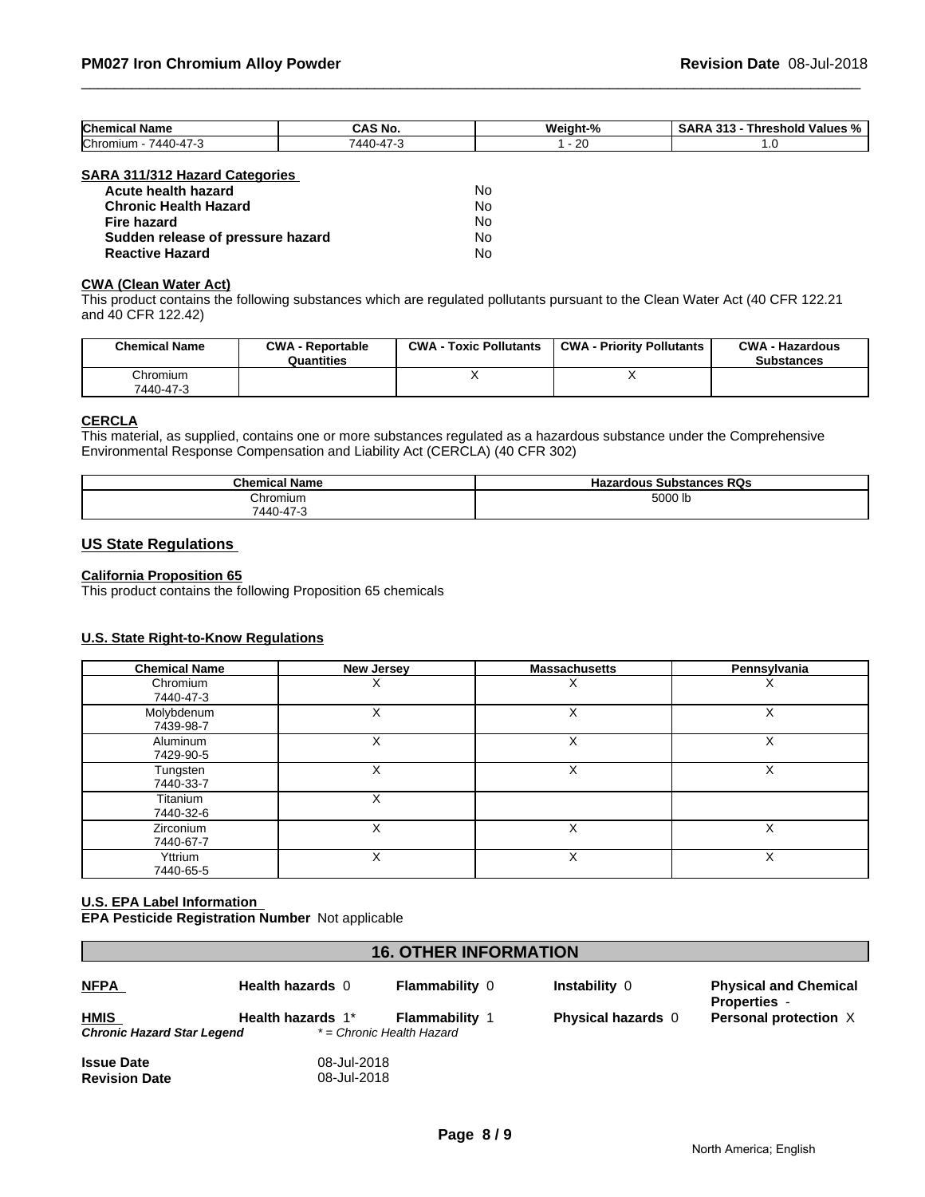| Chemical Name | CAS No. | Weight-% | SARA 313 - Threshold Values % |
|---|---|---|---|
| Chromium - 7440-47-3 | 7440-47-3 | 1 - 20 | 1.0 |

**SARA 311/312 Hazard Categories**

| | |
|---|---|
| **Acute health hazard** | No |
| **Chronic Health Hazard** | No |
| **Fire hazard** | No |
| **Sudden release of pressure hazard** | No |
| **Reactive Hazard** | No |

**CWA (Clean Water Act)**

This product contains the following substances which are regulated pollutants pursuant to the Clean Water Act (40 CFR 122.21 and 40 CFR 122.42)

| Chemical Name | CWA - Reportable Quantities | CWA - Toxic Pollutants | CWA - Priority Pollutants | CWA - Hazardous Substances |
|---|---|---|---|---|
| Chromium 7440-47-3 | | X | X | |

**CERCLA**

This material, as supplied, contains one or more substances regulated as a hazardous substance under the Comprehensive Environmental Response Compensation and Liability Act (CERCLA) (40 CFR 302)

| Chemical Name | Hazardous Substances RQs |
|---|---|
| Chromium 7440-47-3 | 5000 lb |

## US State Regulations

**California Proposition 65**

This product contains the following Proposition 65 chemicals

**U.S. State Right-to-Know Regulations**

| Chemical Name | New Jersey | Massachusetts | Pennsylvania |
|---|---|---|---|
| Chromium 7440-47-3 | X | X | X |
| Molybdenum 7439-98-7 | X | X | X |
| Aluminum 7429-90-5 | X | X | X |
| Tungsten 7440-33-7 | X | X | X |
| Titanium 7440-32-6 | X | | |
| Zirconium 7440-67-7 | X | X | X |
| Yttrium 7440-65-5 | X | X | X |

**U.S. EPA Label Information**

**EPA Pesticide Registration Number** Not applicable

## 16. OTHER INFORMATION

| | | | | |
|---|---|---|---|---|
| **NFPA** | **Health hazards** 0 | **Flammability** 0 | **Instability** 0 | **Physical and Chemical Properties** - |
| **HMIS** | **Health hazards** 1* | **Flammability** 1 | **Physical hazards** 0 | **Personal protection** X |
| ***Chronic Hazard Star Legend*** | *\* = Chronic Health Hazard* | | | |

**Issue Date** 08-Jul-2018

**Revision Date** 08-Jul-2018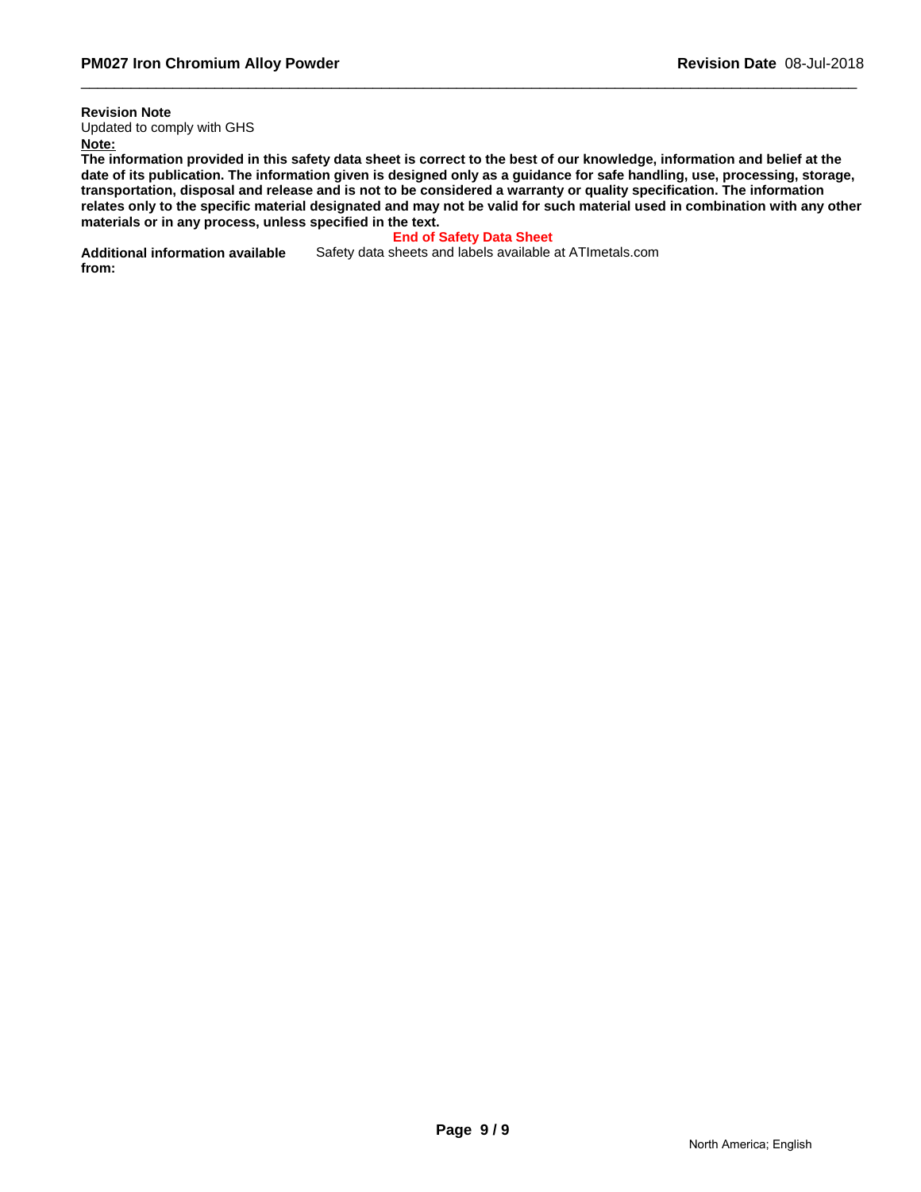**Revision Note**

Updated to comply with GHS

**Note:**

**The information provided in this safety data sheet is correct to the best of our knowledge, information and belief at the date of its publication. The information given is designed only as a guidance for safe handling, use, processing, storage, transportation, disposal and release and is not to be considered a warranty or quality specification. The information relates only to the specific material designated and may not be valid for such material used in combination with any other materials or in any process, unless specified in the text.**

**End of Safety Data Sheet**

**Additional information available from:** Safety data sheets and labels available at ATImetals.com